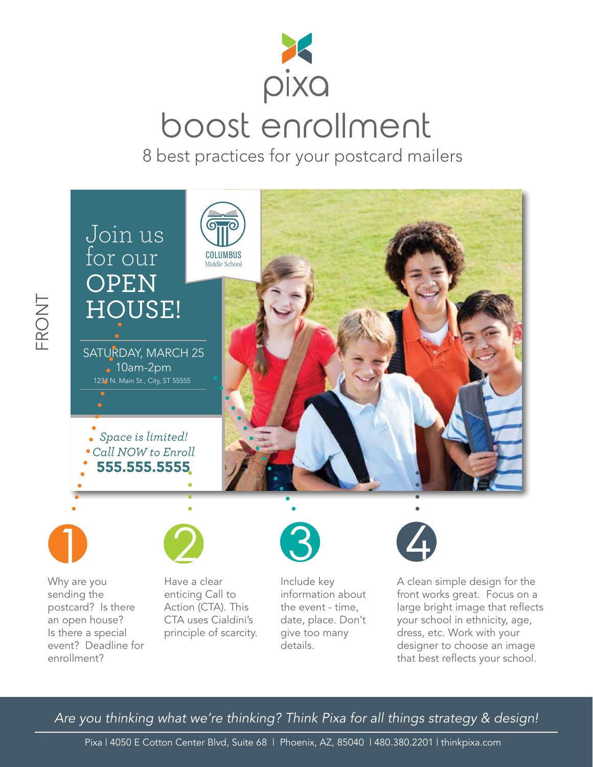pixa

# boost enrollment

## 8 best practices for your postcard mailers

FRONT

Join us for our OPEN HOUSE!

SATURDAY, MARCH 25
10am-2pm
1234 N. Main St., City, ST 55555

COLUMBUS
Middle School

*Space is limited!*
*Call NOW to Enroll*
**555.555.5555**

**1**

Why are you sending the postcard? Is there an open house? Is there a special event? Deadline for enrollment?

**2**

Have a clear enticing Call to Action (CTA). This CTA uses Cialdini's principle of scarcity.

**3**

Include key information about the event - time, date, place. Don't give too many details.

**4**

A clean simple design for the front works great. Focus on a large bright image that reflects your school in ethnicity, age, dress, etc. Work with your designer to choose an image that best reflects your school.

*Are you thinking what we're thinking? Think Pixa for all things strategy & design!*

Pixa | 4050 E Cotton Center Blvd, Suite 68 | Phoenix, AZ, 85040 | 480.380.2201 | thinkpixa.com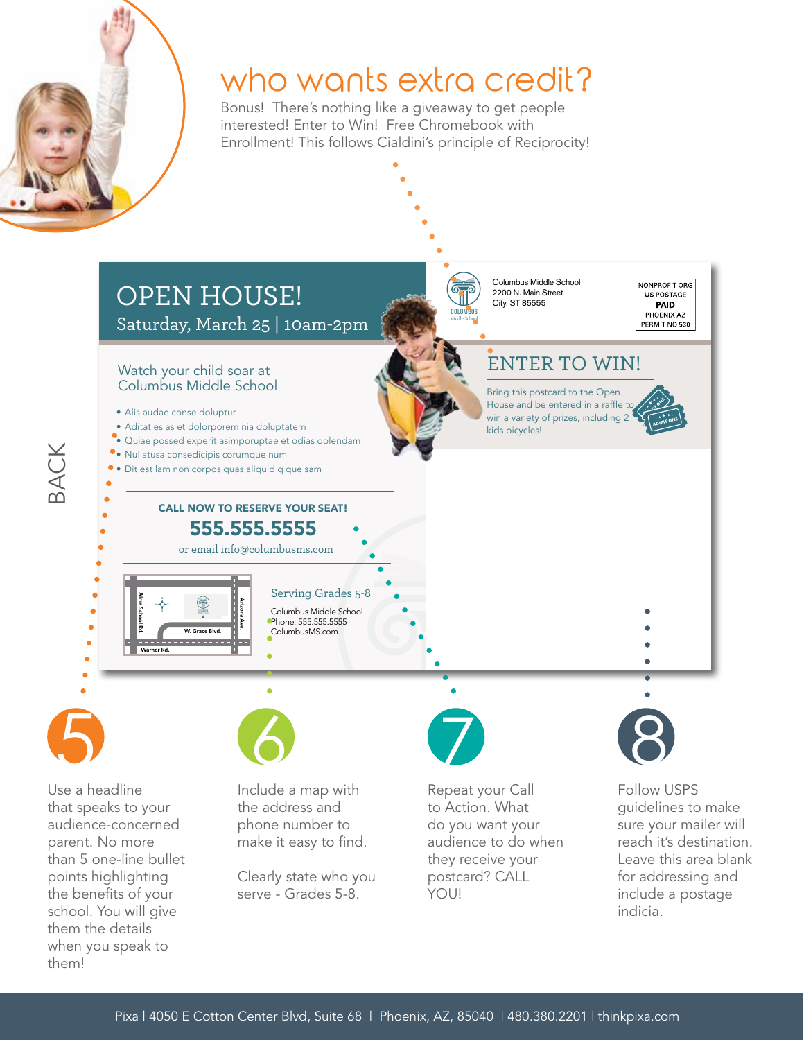# who wants extra credit?

Bonus! There's nothing like a giveaway to get people interested! Enter to Win! Free Chromebook with Enrollment! This follows Cialdini's principle of Reciprocity!

BACK

## OPEN HOUSE!

Saturday, March 25 | 10am-2pm

### Watch your child soar at Columbus Middle School

- Alis audae conse doluptur
- Aditat es as et dolorporem nia doluptatem
- Quiae possed experit asimporuptae et odias dolendam
- Nullatusa consedicipis corumque num
- Dit est lam non corpos quas aliquid q que sam

**CALL NOW TO RESERVE YOUR SEAT!**

**555.555.5555**

or email info@columbusms.com

Alma School Rd.
Arizona Ave.
W. Grace Blvd.
Warner Rd.

Serving Grades 5-8

Columbus Middle School
Phone: 555.555.5555
ColumbusMS.com

COLUMBUS
Middle School

Columbus Middle School
2200 N. Main Street
City, ST 85555

NONPROFIT ORG
US POSTAGE
PAID
PHOENIX AZ
PERMIT NO 530

## ENTER TO WIN!

Bring this postcard to the Open House and be entered in a raffle to win a variety of prizes, including 2 kids bicycles!

ADMIT ONE

**5**

Use a headline that speaks to your audience-concerned parent. No more than 5 one-line bullet points highlighting the benefits of your school. You will give them the details when you speak to them!

**6**

Include a map with the address and phone number to make it easy to find.

Clearly state who you serve - Grades 5-8.

**7**

Repeat your Call to Action. What do you want your audience to do when they receive your postcard? CALL YOU!

**8**

Follow USPS guidelines to make sure your mailer will reach it's destination. Leave this area blank for addressing and include a postage indicia.

Pixa | 4050 E Cotton Center Blvd, Suite 68 | Phoenix, AZ, 85040 | 480.380.2201 | thinkpixa.com